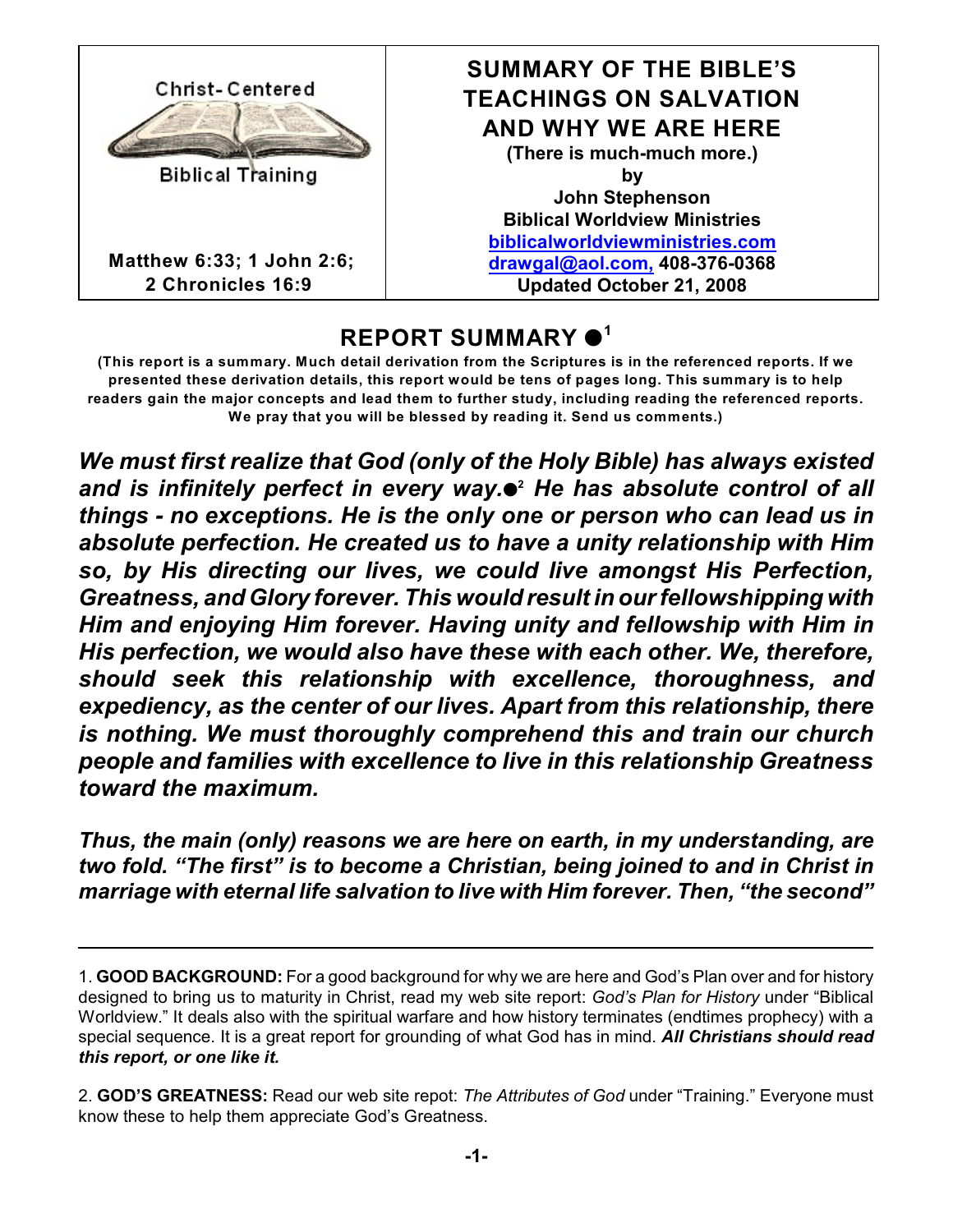Christ-Centered Biblical Training

Matthew 6:33; 1 John 2:6; 2 Chronicles 16:9

# SUMMARY OF THE BIBLE'S TEACHINGS ON SALVATION AND WHY WE ARE HERE

**(There is much-much more.)**

**by**

**John Stephenson**

**Biblical Worldview Ministries**

**biblicalworldviewministries.com**

**drawgal@aol.com, 408-376-0368**

**Updated October 21, 2008**

## REPORT SUMMARY ●[1]

**(This report is a summary. Much detail derivation from the Scriptures is in the referenced reports. If we presented these derivation details, this report would be tens of pages long. This summary is to help readers gain the major concepts and lead them to further study, including reading the referenced reports. We pray that you will be blessed by reading it. Send us comments.)**

***We must first realize that God (only of the Holy Bible) has always existed and is infinitely perfect in every way.●[2] He has absolute control of all things - no exceptions. He is the only one or person who can lead us in absolute perfection. He created us to have a unity relationship with Him so, by His directing our lives, we could live amongst His Perfection, Greatness, and Glory forever. This would result in our fellowshipping with Him and enjoying Him forever. Having unity and fellowship with Him in His perfection, we would also have these with each other. We, therefore, should seek this relationship with excellence, thoroughness, and expediency, as the center of our lives. Apart from this relationship, there is nothing. We must thoroughly comprehend this and train our church people and families with excellence to live in this relationship Greatness toward the maximum.***

***Thus, the main (only) reasons we are here on earth, in my understanding, are two fold. "The first" is to become a Christian, being joined to and in Christ in marriage with eternal life salvation to live with Him forever. Then, "the second"***

---

1. **GOOD BACKGROUND:** For a good background for why we are here and God's Plan over and for history designed to bring us to maturity in Christ, read my web site report: *God's Plan for History* under "Biblical Worldview." It deals also with the spiritual warfare and how history terminates (endtimes prophecy) with a special sequence. It is a great report for grounding of what God has in mind. ***All Christians should read this report, or one like it.***

2. **GOD'S GREATNESS:** Read our web site repot: *The Attributes of God* under "Training." Everyone must know these to help them appreciate God's Greatness.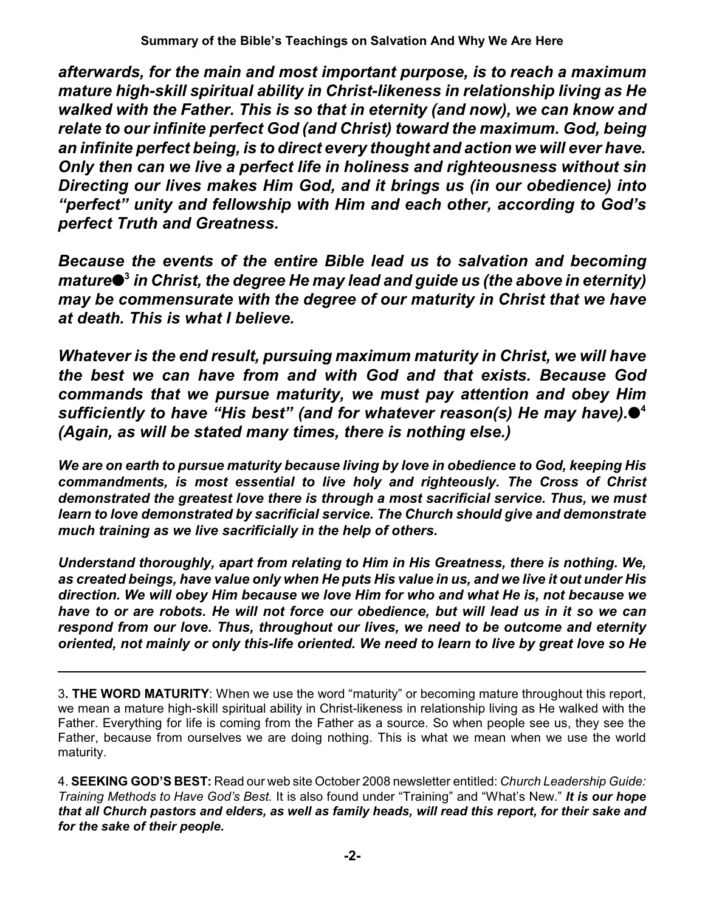***afterwards, for the main and most important purpose, is to reach a maximum mature high-skill spiritual ability in Christ-likeness in relationship living as He walked with the Father. This is so that in eternity (and now), we can know and relate to our infinite perfect God (and Christ) toward the maximum. God, being an infinite perfect being, is to direct every thought and action we will ever have. Only then can we live a perfect life in holiness and righteousness without sin Directing our lives makes Him God, and it brings us (in our obedience) into "perfect" unity and fellowship with Him and each other, according to God's perfect Truth and Greatness.***

***Because the events of the entire Bible lead us to salvation and becoming mature●[3] in Christ, the degree He may lead and guide us (the above in eternity) may be commensurate with the degree of our maturity in Christ that we have at death. This is what I believe.***

***Whatever is the end result, pursuing maximum maturity in Christ, we will have the best we can have from and with God and that exists. Because God commands that we pursue maturity, we must pay attention and obey Him sufficiently to have "His best" (and for whatever reason(s) He may have).●[4] (Again, as will be stated many times, there is nothing else.)***

***We are on earth to pursue maturity because living by love in obedience to God, keeping His commandments, is most essential to live holy and righteously. The Cross of Christ demonstrated the greatest love there is through a most sacrificial service. Thus, we must learn to love demonstrated by sacrificial service. The Church should give and demonstrate much training as we live sacrificially in the help of others.***

***Understand thoroughly, apart from relating to Him in His Greatness, there is nothing. We, as created beings, have value only when He puts His value in us, and we live it out under His direction. We will obey Him because we love Him for who and what He is, not because we have to or are robots. He will not force our obedience, but will lead us in it so we can respond from our love. Thus, throughout our lives, we need to be outcome and eternity oriented, not mainly or only this-life oriented. We need to learn to live by great love so He***

---

3**. THE WORD MATURITY**: When we use the word "maturity" or becoming mature throughout this report, we mean a mature high-skill spiritual ability in Christ-likeness in relationship living as He walked with the Father. Everything for life is coming from the Father as a source. So when people see us, they see the Father, because from ourselves we are doing nothing. This is what we mean when we use the world maturity.

4. **SEEKING GOD'S BEST:** Read our web site October 2008 newsletter entitled: *Church Leadership Guide: Training Methods to Have God's Best.* It is also found under "Training" and "What's New." ***It is our hope that all Church pastors and elders, as well as family heads, will read this report, for their sake and for the sake of their people.***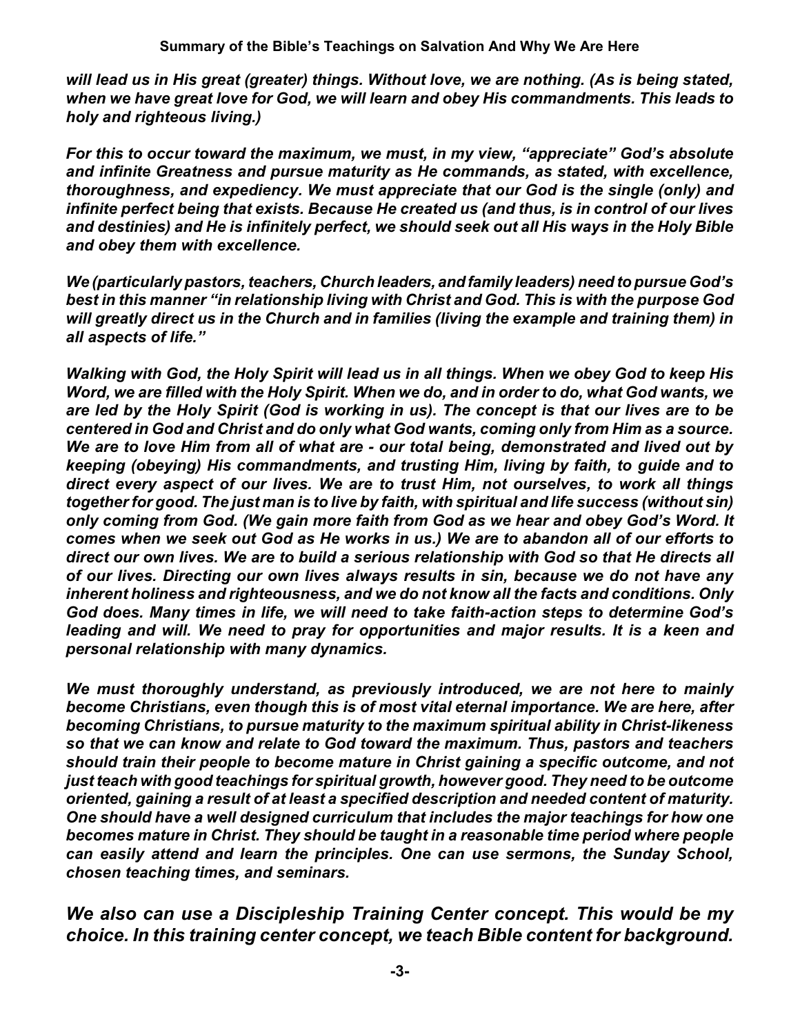*will lead us in His great (greater) things. Without love, we are nothing. (As is being stated, when we have great love for God, we will learn and obey His commandments. This leads to holy and righteous living.)*

*For this to occur toward the maximum, we must, in my view, "appreciate" God's absolute and infinite Greatness and pursue maturity as He commands, as stated, with excellence, thoroughness, and expediency. We must appreciate that our God is the single (only) and infinite perfect being that exists. Because He created us (and thus, is in control of our lives and destinies) and He is infinitely perfect, we should seek out all His ways in the Holy Bible and obey them with excellence.*

*We (particularly pastors, teachers, Church leaders, and family leaders) need to pursue God's best in this manner "in relationship living with Christ and God. This is with the purpose God will greatly direct us in the Church and in families (living the example and training them) in all aspects of life."*

*Walking with God, the Holy Spirit will lead us in all things. When we obey God to keep His Word, we are filled with the Holy Spirit. When we do, and in order to do, what God wants, we are led by the Holy Spirit (God is working in us). The concept is that our lives are to be centered in God and Christ and do only what God wants, coming only from Him as a source. We are to love Him from all of what are - our total being, demonstrated and lived out by keeping (obeying) His commandments, and trusting Him, living by faith, to guide and to direct every aspect of our lives. We are to trust Him, not ourselves, to work all things together for good. The just man is to live by faith, with spiritual and life success (without sin) only coming from God. (We gain more faith from God as we hear and obey God's Word. It comes when we seek out God as He works in us.) We are to abandon all of our efforts to direct our own lives. We are to build a serious relationship with God so that He directs all of our lives. Directing our own lives always results in sin, because we do not have any inherent holiness and righteousness, and we do not know all the facts and conditions. Only God does. Many times in life, we will need to take faith-action steps to determine God's leading and will. We need to pray for opportunities and major results. It is a keen and personal relationship with many dynamics.*

*We must thoroughly understand, as previously introduced, we are not here to mainly become Christians, even though this is of most vital eternal importance. We are here, after becoming Christians, to pursue maturity to the maximum spiritual ability in Christ-likeness so that we can know and relate to God toward the maximum. Thus, pastors and teachers should train their people to become mature in Christ gaining a specific outcome, and not just teach with good teachings for spiritual growth, however good. They need to be outcome oriented, gaining a result of at least a specified description and needed content of maturity. One should have a well designed curriculum that includes the major teachings for how one becomes mature in Christ. They should be taught in a reasonable time period where people can easily attend and learn the principles. One can use sermons, the Sunday School, chosen teaching times, and seminars.*

*We also can use a Discipleship Training Center concept. This would be my choice. In this training center concept, we teach Bible content for background.*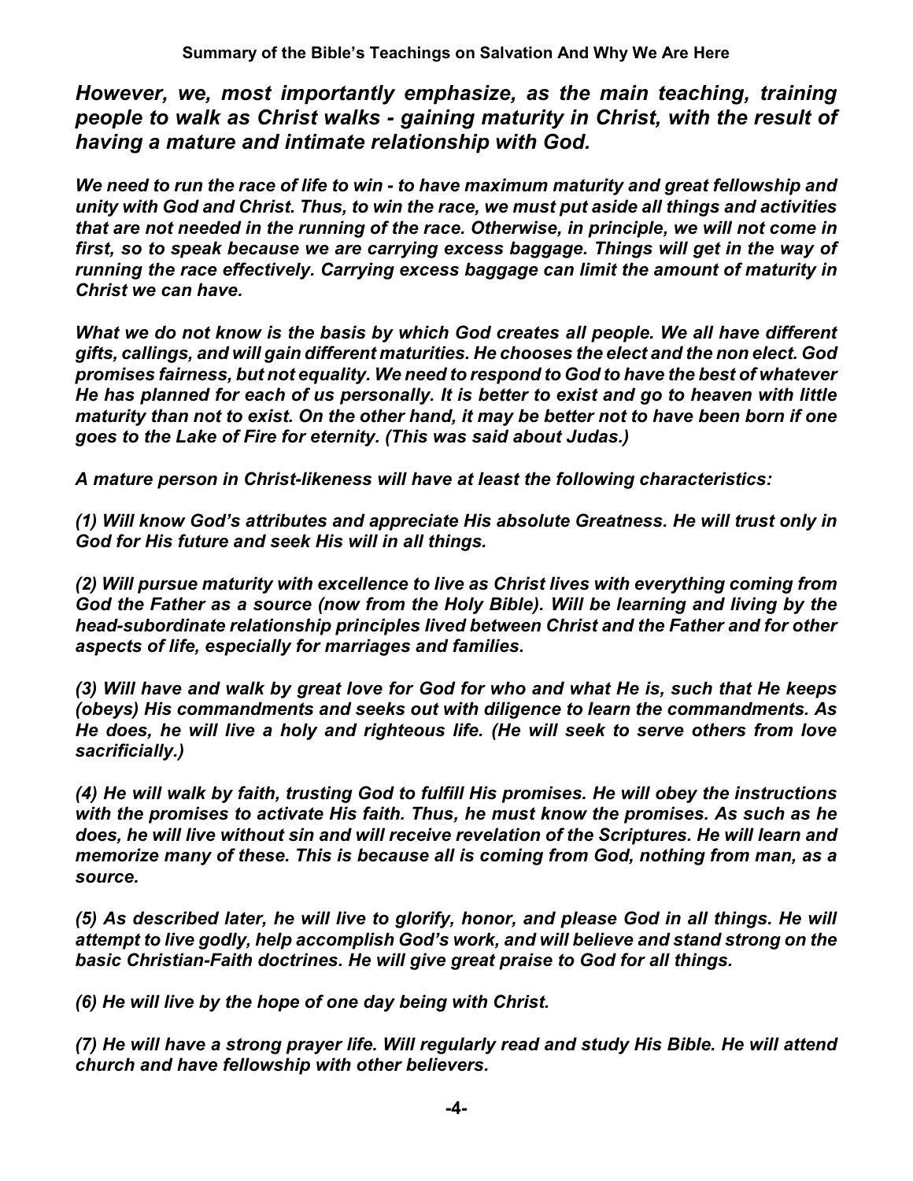***However, we, most importantly emphasize, as the main teaching, training people to walk as Christ walks - gaining maturity in Christ, with the result of having a mature and intimate relationship with God.***

***We need to run the race of life to win - to have maximum maturity and great fellowship and unity with God and Christ. Thus, to win the race, we must put aside all things and activities that are not needed in the running of the race. Otherwise, in principle, we will not come in first, so to speak because we are carrying excess baggage. Things will get in the way of running the race effectively. Carrying excess baggage can limit the amount of maturity in Christ we can have.***

***What we do not know is the basis by which God creates all people. We all have different gifts, callings, and will gain different maturities. He chooses the elect and the non elect. God promises fairness, but not equality. We need to respond to God to have the best of whatever He has planned for each of us personally. It is better to exist and go to heaven with little maturity than not to exist. On the other hand, it may be better not to have been born if one goes to the Lake of Fire for eternity. (This was said about Judas.)***

***A mature person in Christ-likeness will have at least the following characteristics:***

***(1) Will know God's attributes and appreciate His absolute Greatness. He will trust only in God for His future and seek His will in all things.***

***(2) Will pursue maturity with excellence to live as Christ lives with everything coming from God the Father as a source (now from the Holy Bible). Will be learning and living by the head-subordinate relationship principles lived between Christ and the Father and for other aspects of life, especially for marriages and families.***

***(3) Will have and walk by great love for God for who and what He is, such that He keeps (obeys) His commandments and seeks out with diligence to learn the commandments. As He does, he will live a holy and righteous life. (He will seek to serve others from love sacrificially.)***

***(4) He will walk by faith, trusting God to fulfill His promises. He will obey the instructions with the promises to activate His faith. Thus, he must know the promises. As such as he does, he will live without sin and will receive revelation of the Scriptures. He will learn and memorize many of these. This is because all is coming from God, nothing from man, as a source.***

***(5) As described later, he will live to glorify, honor, and please God in all things. He will attempt to live godly, help accomplish God's work, and will believe and stand strong on the basic Christian-Faith doctrines. He will give great praise to God for all things.***

***(6) He will live by the hope of one day being with Christ.***

***(7) He will have a strong prayer life. Will regularly read and study His Bible. He will attend church and have fellowship with other believers.***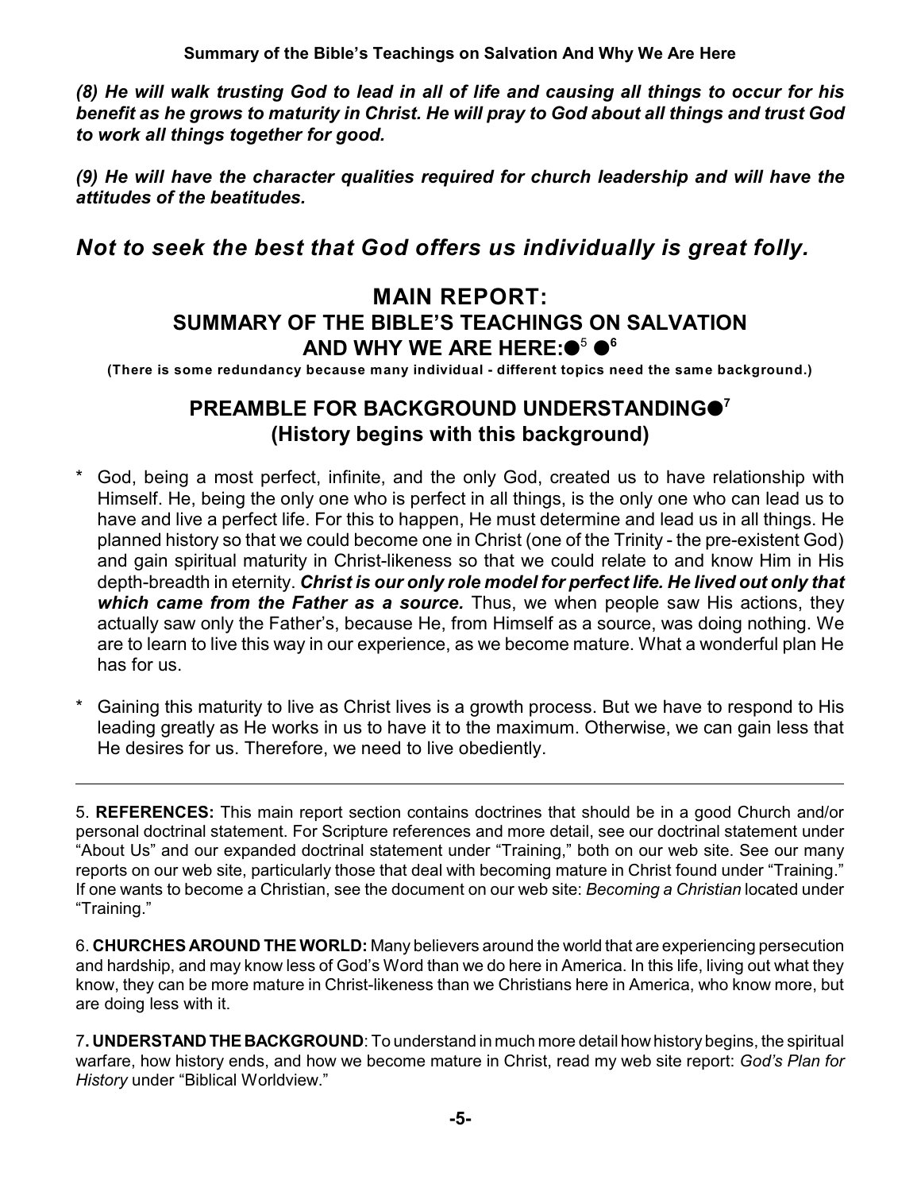*(8) He will walk trusting God to lead in all of life and causing all things to occur for his benefit as he grows to maturity in Christ. He will pray to God about all things and trust God to work all things together for good.*

*(9) He will have the character qualities required for church leadership and will have the attitudes of the beatitudes.*

## *Not to seek the best that God offers us individually is great folly.*

# MAIN REPORT:
## SUMMARY OF THE BIBLE'S TEACHINGS ON SALVATION AND WHY WE ARE HERE:● [5] ● [6]

**(There is some redundancy because many individual - different topics need the same background.)**

## PREAMBLE FOR BACKGROUND UNDERSTANDING● [7]
## (History begins with this background)

* God, being a most perfect, infinite, and the only God, created us to have relationship with Himself. He, being the only one who is perfect in all things, is the only one who can lead us to have and live a perfect life. For this to happen, He must determine and lead us in all things. He planned history so that we could become one in Christ (one of the Trinity - the pre-existent God) and gain spiritual maturity in Christ-likeness so that we could relate to and know Him in His depth-breadth in eternity. ***Christ is our only role model for perfect life. He lived out only that which came from the Father as a source.*** Thus, we when people saw His actions, they actually saw only the Father's, because He, from Himself as a source, was doing nothing. We are to learn to live this way in our experience, as we become mature. What a wonderful plan He has for us.

* Gaining this maturity to live as Christ lives is a growth process. But we have to respond to His leading greatly as He works in us to have it to the maximum. Otherwise, we can gain less that He desires for us. Therefore, we need to live obediently.

---

5. **REFERENCES:** This main report section contains doctrines that should be in a good Church and/or personal doctrinal statement. For Scripture references and more detail, see our doctrinal statement under "About Us" and our expanded doctrinal statement under "Training," both on our web site. See our many reports on our web site, particularly those that deal with becoming mature in Christ found under "Training." If one wants to become a Christian, see the document on our web site: *Becoming a Christian* located under "Training."

6. **CHURCHES AROUND THE WORLD:** Many believers around the world that are experiencing persecution and hardship, and may know less of God's Word than we do here in America. In this life, living out what they know, they can be more mature in Christ-likeness than we Christians here in America, who know more, but are doing less with it.

7. **UNDERSTAND THE BACKGROUND**: To understand in much more detail how history begins, the spiritual warfare, how history ends, and how we become mature in Christ, read my web site report: *God's Plan for History* under "Biblical Worldview."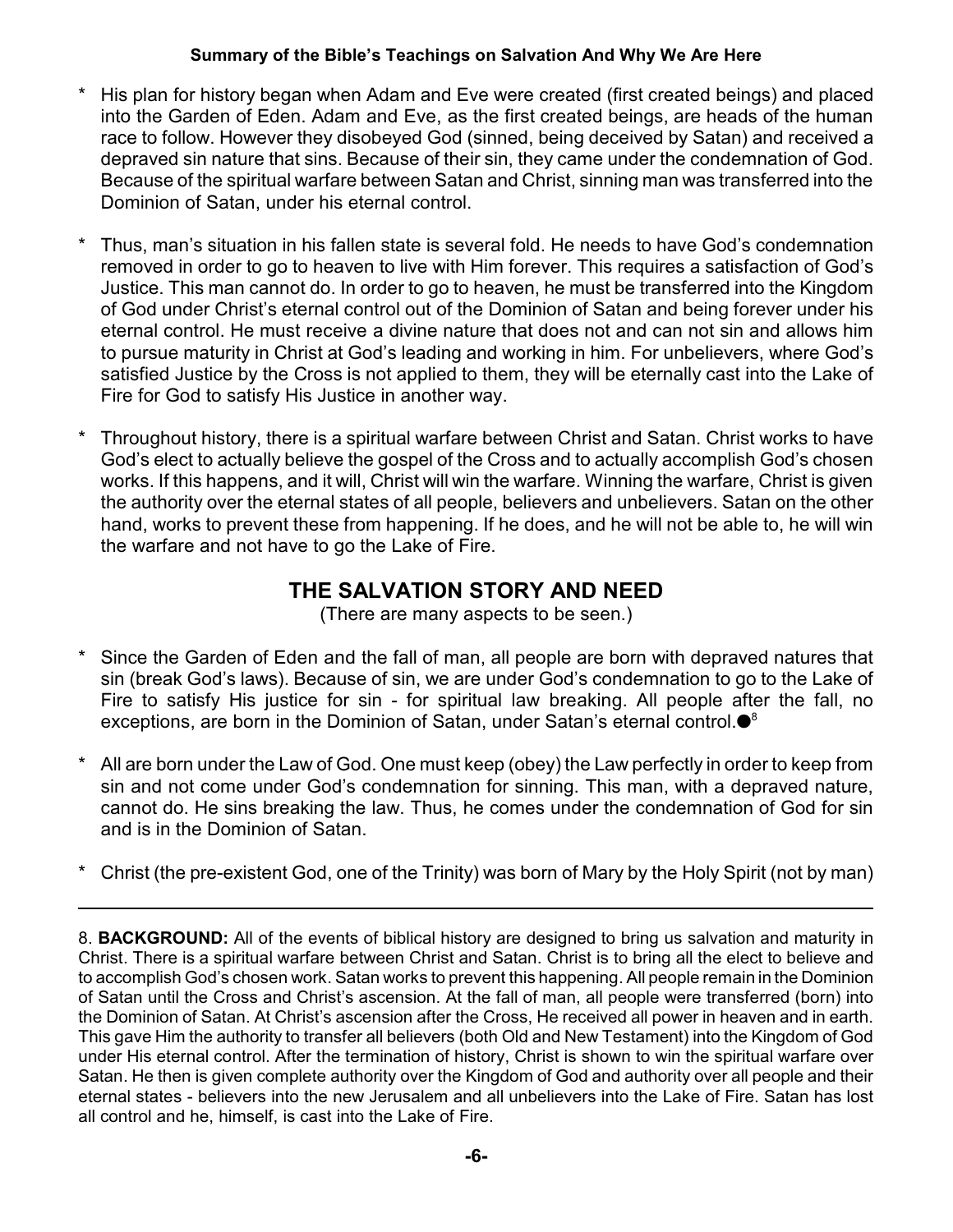* His plan for history began when Adam and Eve were created (first created beings) and placed into the Garden of Eden. Adam and Eve, as the first created beings, are heads of the human race to follow. However they disobeyed God (sinned, being deceived by Satan) and received a depraved sin nature that sins. Because of their sin, they came under the condemnation of God. Because of the spiritual warfare between Satan and Christ, sinning man was transferred into the Dominion of Satan, under his eternal control.

* Thus, man's situation in his fallen state is several fold. He needs to have God's condemnation removed in order to go to heaven to live with Him forever. This requires a satisfaction of God's Justice. This man cannot do. In order to go to heaven, he must be transferred into the Kingdom of God under Christ's eternal control out of the Dominion of Satan and being forever under his eternal control. He must receive a divine nature that does not and can not sin and allows him to pursue maturity in Christ at God's leading and working in him. For unbelievers, where God's satisfied Justice by the Cross is not applied to them, they will be eternally cast into the Lake of Fire for God to satisfy His Justice in another way.

* Throughout history, there is a spiritual warfare between Christ and Satan. Christ works to have God's elect to actually believe the gospel of the Cross and to actually accomplish God's chosen works. If this happens, and it will, Christ will win the warfare. Winning the warfare, Christ is given the authority over the eternal states of all people, believers and unbelievers. Satan on the other hand, works to prevent these from happening. If he does, and he will not be able to, he will win the warfare and not have to go the Lake of Fire.

## THE SALVATION STORY AND NEED

(There are many aspects to be seen.)

* Since the Garden of Eden and the fall of man, all people are born with depraved natures that sin (break God's laws). Because of sin, we are under God's condemnation to go to the Lake of Fire to satisfy His justice for sin - for spiritual law breaking. All people after the fall, no exceptions, are born in the Dominion of Satan, under Satan's eternal control.●[8]

* All are born under the Law of God. One must keep (obey) the Law perfectly in order to keep from sin and not come under God's condemnation for sinning. This man, with a depraved nature, cannot do. He sins breaking the law. Thus, he comes under the condemnation of God for sin and is in the Dominion of Satan.

* Christ (the pre-existent God, one of the Trinity) was born of Mary by the Holy Spirit (not by man)

---

8. **BACKGROUND:** All of the events of biblical history are designed to bring us salvation and maturity in Christ. There is a spiritual warfare between Christ and Satan. Christ is to bring all the elect to believe and to accomplish God's chosen work. Satan works to prevent this happening. All people remain in the Dominion of Satan until the Cross and Christ's ascension. At the fall of man, all people were transferred (born) into the Dominion of Satan. At Christ's ascension after the Cross, He received all power in heaven and in earth. This gave Him the authority to transfer all believers (both Old and New Testament) into the Kingdom of God under His eternal control. After the termination of history, Christ is shown to win the spiritual warfare over Satan. He then is given complete authority over the Kingdom of God and authority over all people and their eternal states - believers into the new Jerusalem and all unbelievers into the Lake of Fire. Satan has lost all control and he, himself, is cast into the Lake of Fire.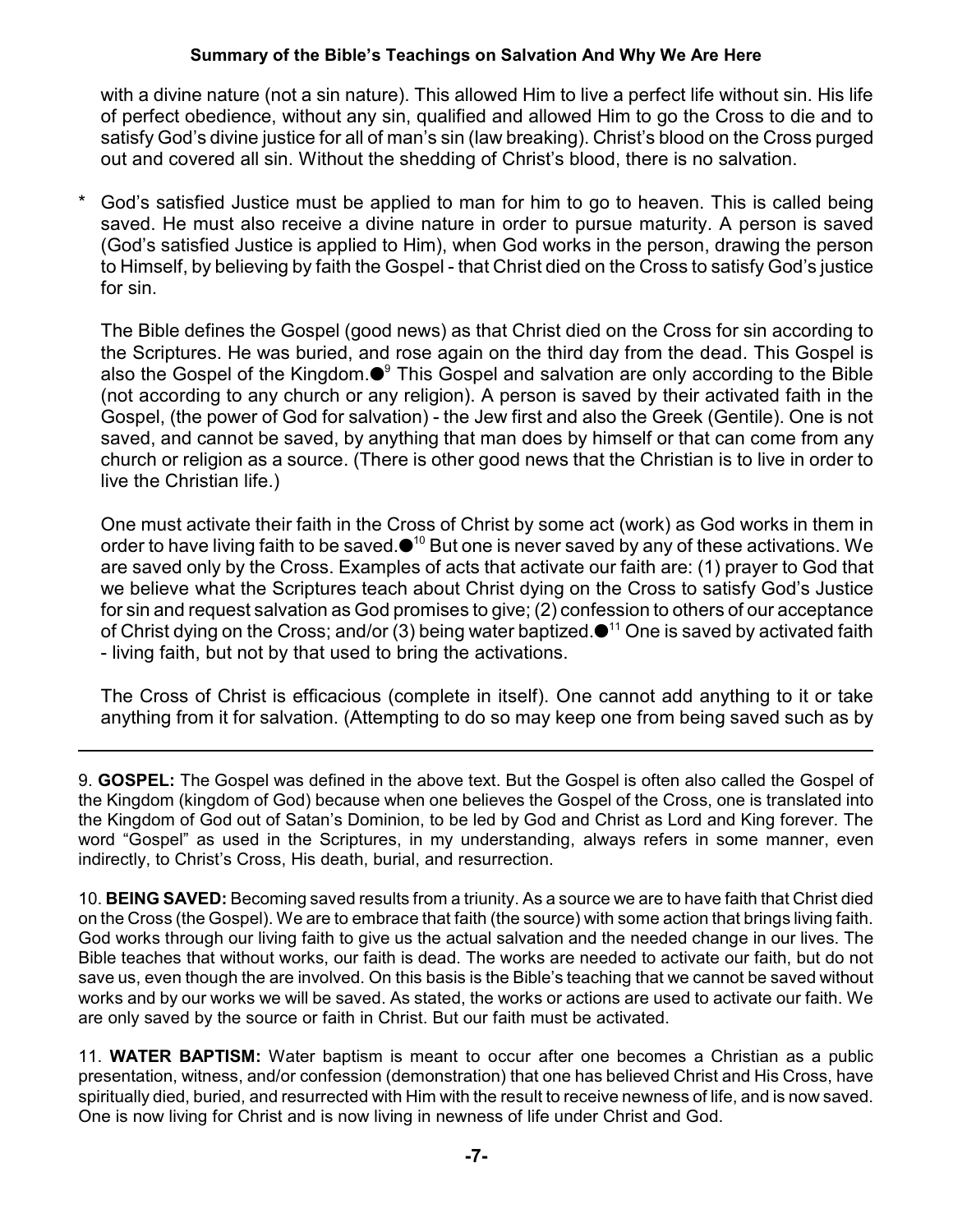with a divine nature (not a sin nature). This allowed Him to live a perfect life without sin. His life of perfect obedience, without any sin, qualified and allowed Him to go the Cross to die and to satisfy God's divine justice for all of man's sin (law breaking). Christ's blood on the Cross purged out and covered all sin. Without the shedding of Christ's blood, there is no salvation.

* God's satisfied Justice must be applied to man for him to go to heaven. This is called being saved. He must also receive a divine nature in order to pursue maturity. A person is saved (God's satisfied Justice is applied to Him), when God works in the person, drawing the person to Himself, by believing by faith the Gospel - that Christ died on the Cross to satisfy God's justice for sin.

  The Bible defines the Gospel (good news) as that Christ died on the Cross for sin according to the Scriptures. He was buried, and rose again on the third day from the dead. This Gospel is also the Gospel of the Kingdom.●[9] This Gospel and salvation are only according to the Bible (not according to any church or any religion). A person is saved by their activated faith in the Gospel, (the power of God for salvation) - the Jew first and also the Greek (Gentile). One is not saved, and cannot be saved, by anything that man does by himself or that can come from any church or religion as a source. (There is other good news that the Christian is to live in order to live the Christian life.)

  One must activate their faith in the Cross of Christ by some act (work) as God works in them in order to have living faith to be saved.●[10] But one is never saved by any of these activations. We are saved only by the Cross. Examples of acts that activate our faith are: (1) prayer to God that we believe what the Scriptures teach about Christ dying on the Cross to satisfy God's Justice for sin and request salvation as God promises to give; (2) confession to others of our acceptance of Christ dying on the Cross; and/or (3) being water baptized.●[11] One is saved by activated faith - living faith, but not by that used to bring the activations.

  The Cross of Christ is efficacious (complete in itself). One cannot add anything to it or take anything from it for salvation. (Attempting to do so may keep one from being saved such as by

---

9. **GOSPEL:** The Gospel was defined in the above text. But the Gospel is often also called the Gospel of the Kingdom (kingdom of God) because when one believes the Gospel of the Cross, one is translated into the Kingdom of God out of Satan's Dominion, to be led by God and Christ as Lord and King forever. The word "Gospel" as used in the Scriptures, in my understanding, always refers in some manner, even indirectly, to Christ's Cross, His death, burial, and resurrection.

10. **BEING SAVED:** Becoming saved results from a triunity. As a source we are to have faith that Christ died on the Cross (the Gospel). We are to embrace that faith (the source) with some action that brings living faith. God works through our living faith to give us the actual salvation and the needed change in our lives. The Bible teaches that without works, our faith is dead. The works are needed to activate our faith, but do not save us, even though the are involved. On this basis is the Bible's teaching that we cannot be saved without works and by our works we will be saved. As stated, the works or actions are used to activate our faith. We are only saved by the source or faith in Christ. But our faith must be activated.

11. **WATER BAPTISM:** Water baptism is meant to occur after one becomes a Christian as a public presentation, witness, and/or confession (demonstration) that one has believed Christ and His Cross, have spiritually died, buried, and resurrected with Him with the result to receive newness of life, and is now saved. One is now living for Christ and is now living in newness of life under Christ and God.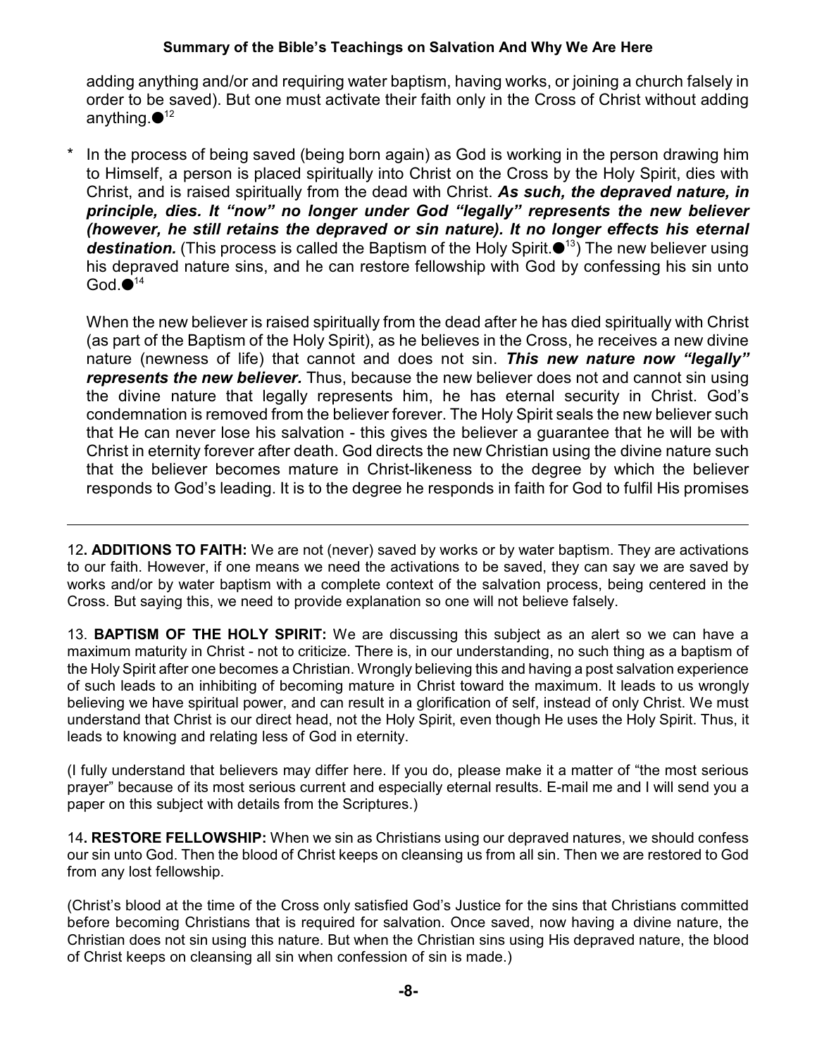adding anything and/or and requiring water baptism, having works, or joining a church falsely in order to be saved). But one must activate their faith only in the Cross of Christ without adding anything.●[12]

* In the process of being saved (being born again) as God is working in the person drawing him to Himself, a person is placed spiritually into Christ on the Cross by the Holy Spirit, dies with Christ, and is raised spiritually from the dead with Christ. ***As such, the depraved nature, in principle, dies. It "now" no longer under God "legally" represents the new believer (however, he still retains the depraved or sin nature). It no longer effects his eternal destination.*** (This process is called the Baptism of the Holy Spirit.●[13]) The new believer using his depraved nature sins, and he can restore fellowship with God by confessing his sin unto God.●[14]

  When the new believer is raised spiritually from the dead after he has died spiritually with Christ (as part of the Baptism of the Holy Spirit), as he believes in the Cross, he receives a new divine nature (newness of life) that cannot and does not sin. ***This new nature now "legally" represents the new believer.*** Thus, because the new believer does not and cannot sin using the divine nature that legally represents him, he has eternal security in Christ. God's condemnation is removed from the believer forever. The Holy Spirit seals the new believer such that He can never lose his salvation - this gives the believer a guarantee that he will be with Christ in eternity forever after death. God directs the new Christian using the divine nature such that the believer becomes mature in Christ-likeness to the degree by which the believer responds to God's leading. It is to the degree he responds in faith for God to fulfil His promises

---

12**. ADDITIONS TO FAITH:** We are not (never) saved by works or by water baptism. They are activations to our faith. However, if one means we need the activations to be saved, they can say we are saved by works and/or by water baptism with a complete context of the salvation process, being centered in the Cross. But saying this, we need to provide explanation so one will not believe falsely.

13. **BAPTISM OF THE HOLY SPIRIT:** We are discussing this subject as an alert so we can have a maximum maturity in Christ - not to criticize. There is, in our understanding, no such thing as a baptism of the Holy Spirit after one becomes a Christian. Wrongly believing this and having a post salvation experience of such leads to an inhibiting of becoming mature in Christ toward the maximum. It leads to us wrongly believing we have spiritual power, and can result in a glorification of self, instead of only Christ. We must understand that Christ is our direct head, not the Holy Spirit, even though He uses the Holy Spirit. Thus, it leads to knowing and relating less of God in eternity.

(I fully understand that believers may differ here. If you do, please make it a matter of "the most serious prayer" because of its most serious current and especially eternal results. E-mail me and I will send you a paper on this subject with details from the Scriptures.)

14**. RESTORE FELLOWSHIP:** When we sin as Christians using our depraved natures, we should confess our sin unto God. Then the blood of Christ keeps on cleansing us from all sin. Then we are restored to God from any lost fellowship.

(Christ's blood at the time of the Cross only satisfied God's Justice for the sins that Christians committed before becoming Christians that is required for salvation. Once saved, now having a divine nature, the Christian does not sin using this nature. But when the Christian sins using His depraved nature, the blood of Christ keeps on cleansing all sin when confession of sin is made.)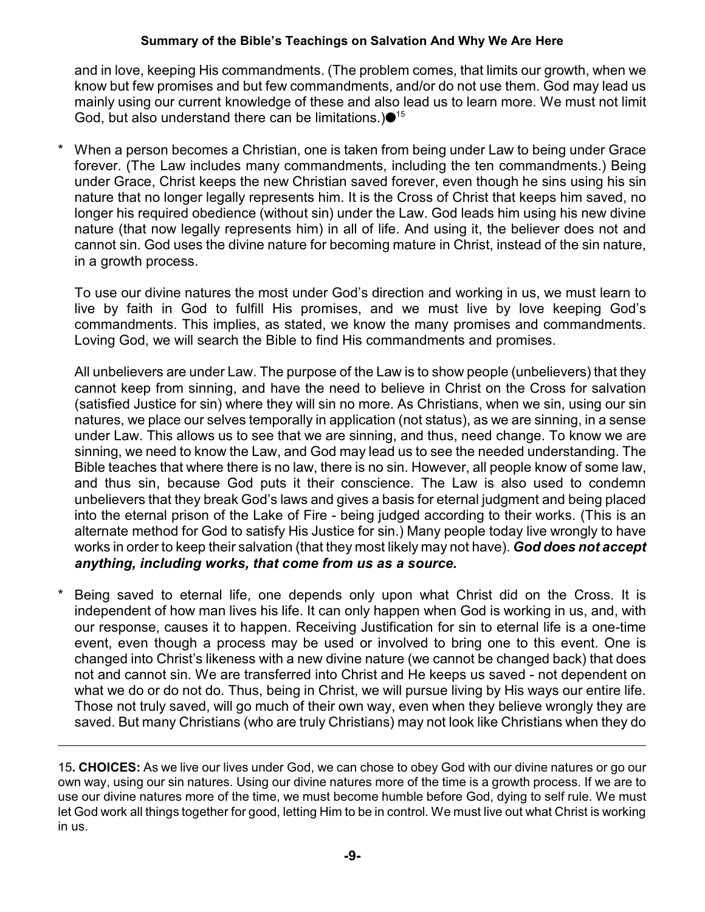and in love, keeping His commandments. (The problem comes, that limits our growth, when we know but few promises and but few commandments, and/or do not use them. God may lead us mainly using our current knowledge of these and also lead us to learn more. We must not limit God, but also understand there can be limitations.)●[15]

* When a person becomes a Christian, one is taken from being under Law to being under Grace forever. (The Law includes many commandments, including the ten commandments.) Being under Grace, Christ keeps the new Christian saved forever, even though he sins using his sin nature that no longer legally represents him. It is the Cross of Christ that keeps him saved, no longer his required obedience (without sin) under the Law. God leads him using his new divine nature (that now legally represents him) in all of life. And using it, the believer does not and cannot sin. God uses the divine nature for becoming mature in Christ, instead of the sin nature, in a growth process.

  To use our divine natures the most under God's direction and working in us, we must learn to live by faith in God to fulfill His promises, and we must live by love keeping God's commandments. This implies, as stated, we know the many promises and commandments. Loving God, we will search the Bible to find His commandments and promises.

  All unbelievers are under Law. The purpose of the Law is to show people (unbelievers) that they cannot keep from sinning, and have the need to believe in Christ on the Cross for salvation (satisfied Justice for sin) where they will sin no more. As Christians, when we sin, using our sin natures, we place our selves temporally in application (not status), as we are sinning, in a sense under Law. This allows us to see that we are sinning, and thus, need change. To know we are sinning, we need to know the Law, and God may lead us to see the needed understanding. The Bible teaches that where there is no law, there is no sin. However, all people know of some law, and thus sin, because God puts it their conscience. The Law is also used to condemn unbelievers that they break God's laws and gives a basis for eternal judgment and being placed into the eternal prison of the Lake of Fire - being judged according to their works. (This is an alternate method for God to satisfy His Justice for sin.) Many people today live wrongly to have works in order to keep their salvation (that they most likely may not have). ***God does not accept anything, including works, that come from us as a source.***

* Being saved to eternal life, one depends only upon what Christ did on the Cross. It is independent of how man lives his life. It can only happen when God is working in us, and, with our response, causes it to happen. Receiving Justification for sin to eternal life is a one-time event, even though a process may be used or involved to bring one to this event. One is changed into Christ's likeness with a new divine nature (we cannot be changed back) that does not and cannot sin. We are transferred into Christ and He keeps us saved - not dependent on what we do or do not do. Thus, being in Christ, we will pursue living by His ways our entire life. Those not truly saved, will go much of their own way, even when they believe wrongly they are saved. But many Christians (who are truly Christians) may not look like Christians when they do

---

15. **CHOICES:** As we live our lives under God, we can chose to obey God with our divine natures or go our own way, using our sin natures. Using our divine natures more of the time is a growth process. If we are to use our divine natures more of the time, we must become humble before God, dying to self rule. We must let God work all things together for good, letting Him to be in control. We must live out what Christ is working in us.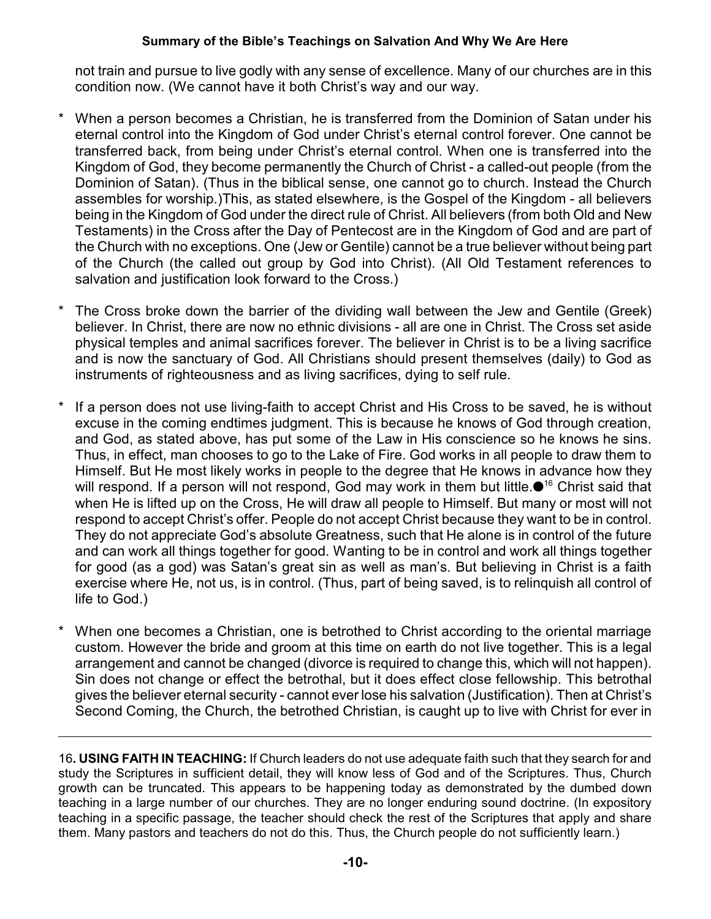not train and pursue to live godly with any sense of excellence. Many of our churches are in this condition now. (We cannot have it both Christ's way and our way.

* When a person becomes a Christian, he is transferred from the Dominion of Satan under his eternal control into the Kingdom of God under Christ's eternal control forever. One cannot be transferred back, from being under Christ's eternal control. When one is transferred into the Kingdom of God, they become permanently the Church of Christ - a called-out people (from the Dominion of Satan). (Thus in the biblical sense, one cannot go to church. Instead the Church assembles for worship.)This, as stated elsewhere, is the Gospel of the Kingdom - all believers being in the Kingdom of God under the direct rule of Christ. All believers (from both Old and New Testaments) in the Cross after the Day of Pentecost are in the Kingdom of God and are part of the Church with no exceptions. One (Jew or Gentile) cannot be a true believer without being part of the Church (the called out group by God into Christ). (All Old Testament references to salvation and justification look forward to the Cross.)

* The Cross broke down the barrier of the dividing wall between the Jew and Gentile (Greek) believer. In Christ, there are now no ethnic divisions - all are one in Christ. The Cross set aside physical temples and animal sacrifices forever. The believer in Christ is to be a living sacrifice and is now the sanctuary of God. All Christians should present themselves (daily) to God as instruments of righteousness and as living sacrifices, dying to self rule.

* If a person does not use living-faith to accept Christ and His Cross to be saved, he is without excuse in the coming endtimes judgment. This is because he knows of God through creation, and God, as stated above, has put some of the Law in His conscience so he knows he sins. Thus, in effect, man chooses to go to the Lake of Fire. God works in all people to draw them to Himself. But He most likely works in people to the degree that He knows in advance how they will respond. If a person will not respond, God may work in them but little.●[16] Christ said that when He is lifted up on the Cross, He will draw all people to Himself. But many or most will not respond to accept Christ's offer. People do not accept Christ because they want to be in control. They do not appreciate God's absolute Greatness, such that He alone is in control of the future and can work all things together for good. Wanting to be in control and work all things together for good (as a god) was Satan's great sin as well as man's. But believing in Christ is a faith exercise where He, not us, is in control. (Thus, part of being saved, is to relinquish all control of life to God.)

* When one becomes a Christian, one is betrothed to Christ according to the oriental marriage custom. However the bride and groom at this time on earth do not live together. This is a legal arrangement and cannot be changed (divorce is required to change this, which will not happen). Sin does not change or effect the betrothal, but it does effect close fellowship. This betrothal gives the believer eternal security - cannot ever lose his salvation (Justification). Then at Christ's Second Coming, the Church, the betrothed Christian, is caught up to live with Christ for ever in

---

16**. USING FAITH IN TEACHING:** If Church leaders do not use adequate faith such that they search for and study the Scriptures in sufficient detail, they will know less of God and of the Scriptures. Thus, Church growth can be truncated. This appears to be happening today as demonstrated by the dumbed down teaching in a large number of our churches. They are no longer enduring sound doctrine. (In expository teaching in a specific passage, the teacher should check the rest of the Scriptures that apply and share them. Many pastors and teachers do not do this. Thus, the Church people do not sufficiently learn.)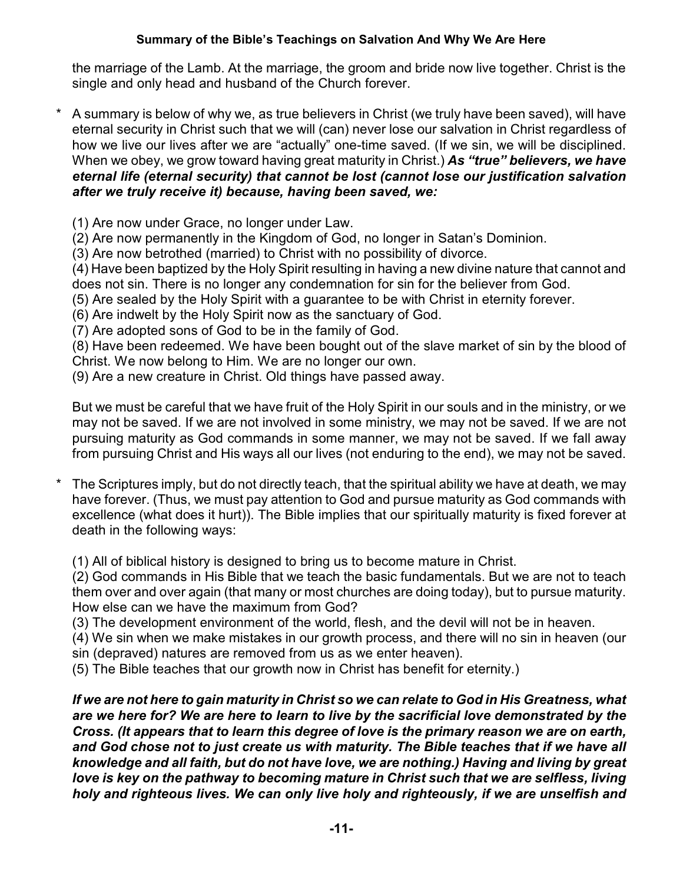the marriage of the Lamb. At the marriage, the groom and bride now live together. Christ is the single and only head and husband of the Church forever.

* A summary is below of why we, as true believers in Christ (we truly have been saved), will have eternal security in Christ such that we will (can) never lose our salvation in Christ regardless of how we live our lives after we are "actually" one-time saved. (If we sin, we will be disciplined. When we obey, we grow toward having great maturity in Christ.) ***As "true" believers, we have eternal life (eternal security) that cannot be lost (cannot lose our justification salvation after we truly receive it) because, having been saved, we:***

  (1) Are now under Grace, no longer under Law.
  (2) Are now permanently in the Kingdom of God, no longer in Satan's Dominion.
  (3) Are now betrothed (married) to Christ with no possibility of divorce.
  (4) Have been baptized by the Holy Spirit resulting in having a new divine nature that cannot and does not sin. There is no longer any condemnation for sin for the believer from God.
  (5) Are sealed by the Holy Spirit with a guarantee to be with Christ in eternity forever.
  (6) Are indwelt by the Holy Spirit now as the sanctuary of God.
  (7) Are adopted sons of God to be in the family of God.
  (8) Have been redeemed. We have been bought out of the slave market of sin by the blood of Christ. We now belong to Him. We are no longer our own.
  (9) Are a new creature in Christ. Old things have passed away.

  But we must be careful that we have fruit of the Holy Spirit in our souls and in the ministry, or we may not be saved. If we are not involved in some ministry, we may not be saved. If we are not pursuing maturity as God commands in some manner, we may not be saved. If we fall away from pursuing Christ and His ways all our lives (not enduring to the end), we may not be saved.

* The Scriptures imply, but do not directly teach, that the spiritual ability we have at death, we may have forever. (Thus, we must pay attention to God and pursue maturity as God commands with excellence (what does it hurt)). The Bible implies that our spiritually maturity is fixed forever at death in the following ways:

  (1) All of biblical history is designed to bring us to become mature in Christ.
  (2) God commands in His Bible that we teach the basic fundamentals. But we are not to teach them over and over again (that many or most churches are doing today), but to pursue maturity. How else can we have the maximum from God?
  (3) The development environment of the world, flesh, and the devil will not be in heaven.
  (4) We sin when we make mistakes in our growth process, and there will no sin in heaven (our sin (depraved) natures are removed from us as we enter heaven).
  (5) The Bible teaches that our growth now in Christ has benefit for eternity.)

  ***If we are not here to gain maturity in Christ so we can relate to God in His Greatness, what are we here for? We are here to learn to live by the sacrificial love demonstrated by the Cross. (It appears that to learn this degree of love is the primary reason we are on earth, and God chose not to just create us with maturity. The Bible teaches that if we have all knowledge and all faith, but do not have love, we are nothing.) Having and living by great love is key on the pathway to becoming mature in Christ such that we are selfless, living holy and righteous lives. We can only live holy and righteously, if we are unselfish and***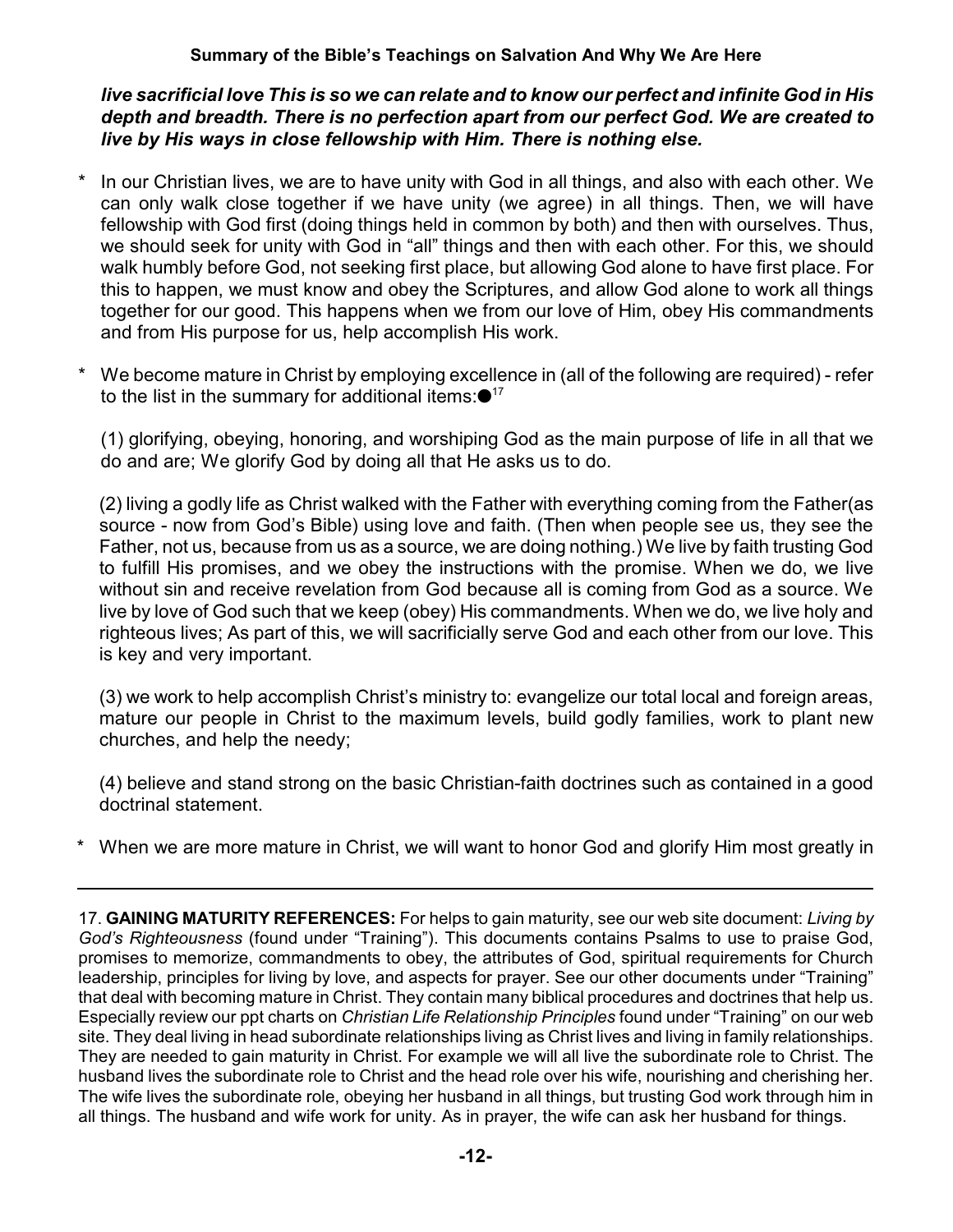***live sacrificial love This is so we can relate and to know our perfect and infinite God in His depth and breadth. There is no perfection apart from our perfect God. We are created to live by His ways in close fellowship with Him. There is nothing else.***

* In our Christian lives, we are to have unity with God in all things, and also with each other. We can only walk close together if we have unity (we agree) in all things. Then, we will have fellowship with God first (doing things held in common by both) and then with ourselves. Thus, we should seek for unity with God in "all" things and then with each other. For this, we should walk humbly before God, not seeking first place, but allowing God alone to have first place. For this to happen, we must know and obey the Scriptures, and allow God alone to work all things together for our good. This happens when we from our love of Him, obey His commandments and from His purpose for us, help accomplish His work.

* We become mature in Christ by employing excellence in (all of the following are required) - refer to the list in the summary for additional items:●[17]

  (1) glorifying, obeying, honoring, and worshiping God as the main purpose of life in all that we do and are; We glorify God by doing all that He asks us to do.

  (2) living a godly life as Christ walked with the Father with everything coming from the Father(as source - now from God's Bible) using love and faith. (Then when people see us, they see the Father, not us, because from us as a source, we are doing nothing.) We live by faith trusting God to fulfill His promises, and we obey the instructions with the promise. When we do, we live without sin and receive revelation from God because all is coming from God as a source. We live by love of God such that we keep (obey) His commandments. When we do, we live holy and righteous lives; As part of this, we will sacrificially serve God and each other from our love. This is key and very important.

  (3) we work to help accomplish Christ's ministry to: evangelize our total local and foreign areas, mature our people in Christ to the maximum levels, build godly families, work to plant new churches, and help the needy;

  (4) believe and stand strong on the basic Christian-faith doctrines such as contained in a good doctrinal statement.

* When we are more mature in Christ, we will want to honor God and glorify Him most greatly in

---

17. **GAINING MATURITY REFERENCES:** For helps to gain maturity, see our web site document: *Living by God's Righteousness* (found under "Training"). This documents contains Psalms to use to praise God, promises to memorize, commandments to obey, the attributes of God, spiritual requirements for Church leadership, principles for living by love, and aspects for prayer. See our other documents under "Training" that deal with becoming mature in Christ. They contain many biblical procedures and doctrines that help us. Especially review our ppt charts on *Christian Life Relationship Principles* found under "Training" on our web site. They deal living in head subordinate relationships living as Christ lives and living in family relationships. They are needed to gain maturity in Christ. For example we will all live the subordinate role to Christ. The husband lives the subordinate role to Christ and the head role over his wife, nourishing and cherishing her. The wife lives the subordinate role, obeying her husband in all things, but trusting God work through him in all things. The husband and wife work for unity. As in prayer, the wife can ask her husband for things.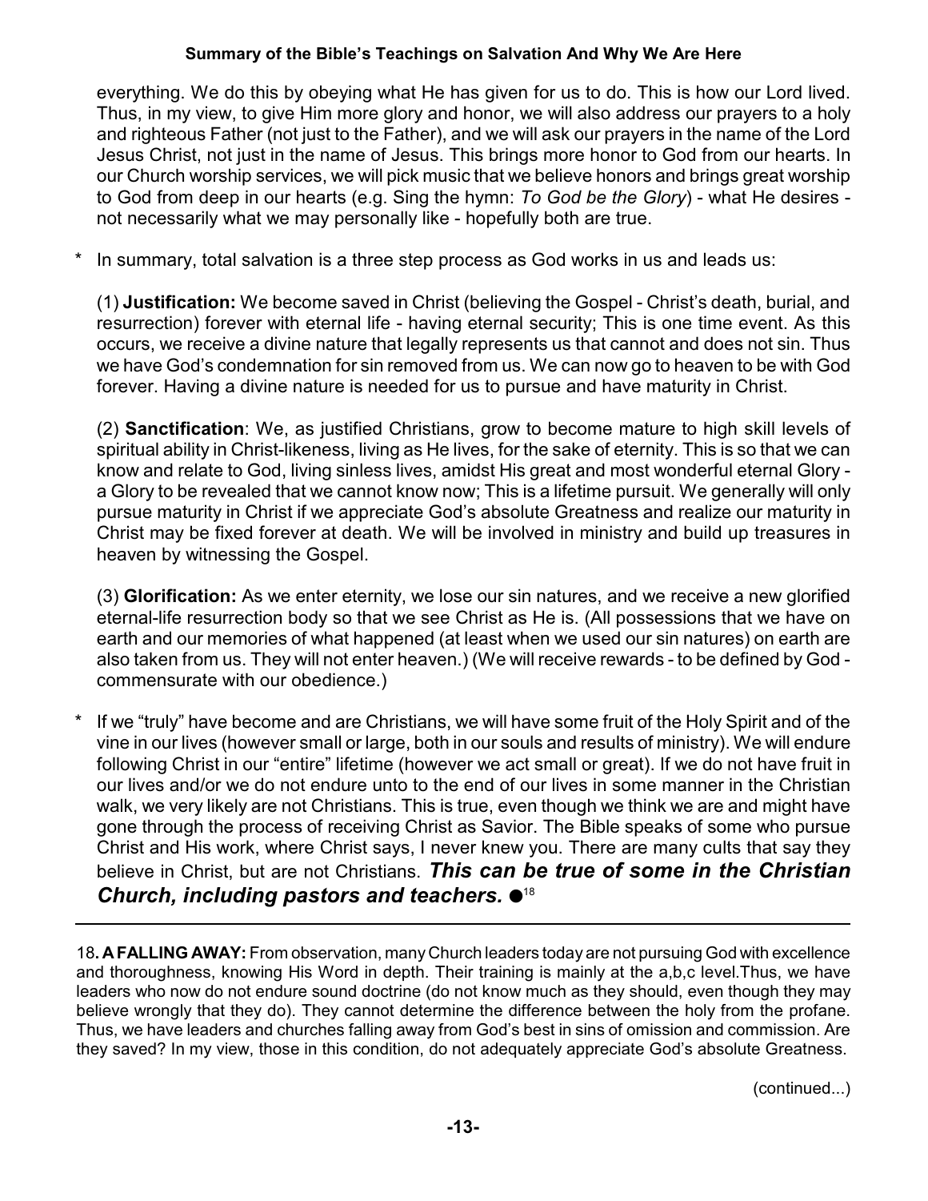everything. We do this by obeying what He has given for us to do. This is how our Lord lived. Thus, in my view, to give Him more glory and honor, we will also address our prayers to a holy and righteous Father (not just to the Father), and we will ask our prayers in the name of the Lord Jesus Christ, not just in the name of Jesus. This brings more honor to God from our hearts. In our Church worship services, we will pick music that we believe honors and brings great worship to God from deep in our hearts (e.g. Sing the hymn: *To God be the Glory*) - what He desires - not necessarily what we may personally like - hopefully both are true.

* In summary, total salvation is a three step process as God works in us and leads us:

  (1) **Justification:** We become saved in Christ (believing the Gospel - Christ's death, burial, and resurrection) forever with eternal life - having eternal security; This is one time event. As this occurs, we receive a divine nature that legally represents us that cannot and does not sin. Thus we have God's condemnation for sin removed from us. We can now go to heaven to be with God forever. Having a divine nature is needed for us to pursue and have maturity in Christ.

  (2) **Sanctification**: We, as justified Christians, grow to become mature to high skill levels of spiritual ability in Christ-likeness, living as He lives, for the sake of eternity. This is so that we can know and relate to God, living sinless lives, amidst His great and most wonderful eternal Glory - a Glory to be revealed that we cannot know now; This is a lifetime pursuit. We generally will only pursue maturity in Christ if we appreciate God's absolute Greatness and realize our maturity in Christ may be fixed forever at death. We will be involved in ministry and build up treasures in heaven by witnessing the Gospel.

  (3) **Glorification:** As we enter eternity, we lose our sin natures, and we receive a new glorified eternal-life resurrection body so that we see Christ as He is. (All possessions that we have on earth and our memories of what happened (at least when we used our sin natures) on earth are also taken from us. They will not enter heaven.) (We will receive rewards - to be defined by God - commensurate with our obedience.)

* If we "truly" have become and are Christians, we will have some fruit of the Holy Spirit and of the vine in our lives (however small or large, both in our souls and results of ministry). We will endure following Christ in our "entire" lifetime (however we act small or great). If we do not have fruit in our lives and/or we do not endure unto to the end of our lives in some manner in the Christian walk, we very likely are not Christians. This is true, even though we think we are and might have gone through the process of receiving Christ as Savior. The Bible speaks of some who pursue Christ and His work, where Christ says, I never knew you. There are many cults that say they believe in Christ, but are not Christians. ***This can be true of some in the Christian Church, including pastors and teachers.*** ●[18]

---

18**. A FALLING AWAY:** From observation, many Church leaders today are not pursuing God with excellence and thoroughness, knowing His Word in depth. Their training is mainly at the a,b,c level.Thus, we have leaders who now do not endure sound doctrine (do not know much as they should, even though they may believe wrongly that they do). They cannot determine the difference between the holy from the profane. Thus, we have leaders and churches falling away from God's best in sins of omission and commission. Are they saved? In my view, those in this condition, do not adequately appreciate God's absolute Greatness.

(continued...)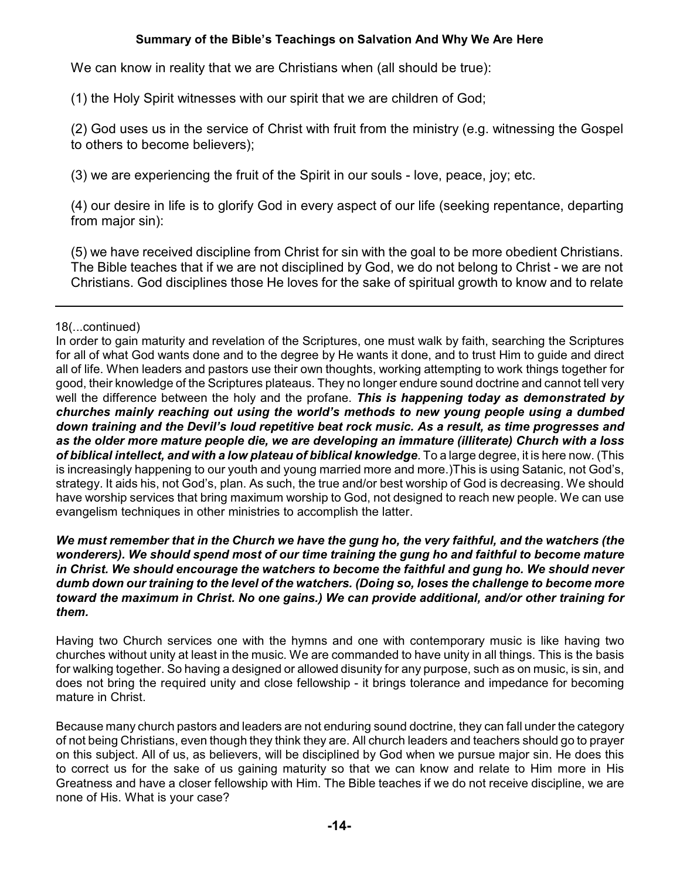We can know in reality that we are Christians when (all should be true):

(1) the Holy Spirit witnesses with our spirit that we are children of God;

(2) God uses us in the service of Christ with fruit from the ministry (e.g. witnessing the Gospel to others to become believers);

(3) we are experiencing the fruit of the Spirit in our souls - love, peace, joy; etc.

(4) our desire in life is to glorify God in every aspect of our life (seeking repentance, departing from major sin):

(5) we have received discipline from Christ for sin with the goal to be more obedient Christians. The Bible teaches that if we are not disciplined by God, we do not belong to Christ - we are not Christians. God disciplines those He loves for the sake of spiritual growth to know and to relate

---

18(...continued)

In order to gain maturity and revelation of the Scriptures, one must walk by faith, searching the Scriptures for all of what God wants done and to the degree by He wants it done, and to trust Him to guide and direct all of life. When leaders and pastors use their own thoughts, working attempting to work things together for good, their knowledge of the Scriptures plateaus. They no longer endure sound doctrine and cannot tell very well the difference between the holy and the profane. ***This is happening today as demonstrated by churches mainly reaching out using the world's methods to new young people using a dumbed down training and the Devil's loud repetitive beat rock music. As a result, as time progresses and as the older more mature people die, we are developing an immature (illiterate) Church with a loss of biblical intellect, and with a low plateau of biblical knowledge***. To a large degree, it is here now. (This is increasingly happening to our youth and young married more and more.)This is using Satanic, not God's, strategy. It aids his, not God's, plan. As such, the true and/or best worship of God is decreasing. We should have worship services that bring maximum worship to God, not designed to reach new people. We can use evangelism techniques in other ministries to accomplish the latter.

***We must remember that in the Church we have the gung ho, the very faithful, and the watchers (the wonderers). We should spend most of our time training the gung ho and faithful to become mature in Christ. We should encourage the watchers to become the faithful and gung ho. We should never dumb down our training to the level of the watchers. (Doing so, loses the challenge to become more toward the maximum in Christ. No one gains.) We can provide additional, and/or other training for them.***

Having two Church services one with the hymns and one with contemporary music is like having two churches without unity at least in the music. We are commanded to have unity in all things. This is the basis for walking together. So having a designed or allowed disunity for any purpose, such as on music, is sin, and does not bring the required unity and close fellowship - it brings tolerance and impedance for becoming mature in Christ.

Because many church pastors and leaders are not enduring sound doctrine, they can fall under the category of not being Christians, even though they think they are. All church leaders and teachers should go to prayer on this subject. All of us, as believers, will be disciplined by God when we pursue major sin. He does this to correct us for the sake of us gaining maturity so that we can know and relate to Him more in His Greatness and have a closer fellowship with Him. The Bible teaches if we do not receive discipline, we are none of His. What is your case?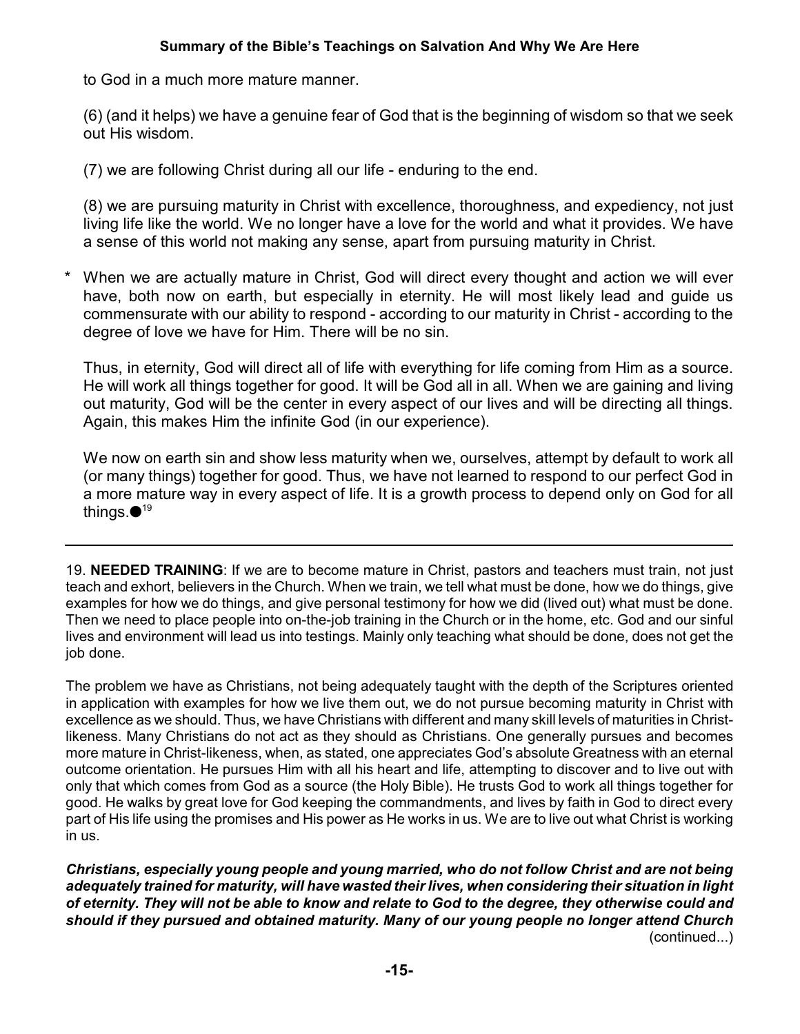to God in a much more mature manner.

(6) (and it helps) we have a genuine fear of God that is the beginning of wisdom so that we seek out His wisdom.

(7) we are following Christ during all our life - enduring to the end.

(8) we are pursuing maturity in Christ with excellence, thoroughness, and expediency, not just living life like the world. We no longer have a love for the world and what it provides. We have a sense of this world not making any sense, apart from pursuing maturity in Christ.

\* When we are actually mature in Christ, God will direct every thought and action we will ever have, both now on earth, but especially in eternity. He will most likely lead and guide us commensurate with our ability to respond - according to our maturity in Christ - according to the degree of love we have for Him. There will be no sin.

Thus, in eternity, God will direct all of life with everything for life coming from Him as a source. He will work all things together for good. It will be God all in all. When we are gaining and living out maturity, God will be the center in every aspect of our lives and will be directing all things. Again, this makes Him the infinite God (in our experience).

We now on earth sin and show less maturity when we, ourselves, attempt by default to work all (or many things) together for good. Thus, we have not learned to respond to our perfect God in a more mature way in every aspect of life. It is a growth process to depend only on God for all things.●[19]

---

19. **NEEDED TRAINING**: If we are to become mature in Christ, pastors and teachers must train, not just teach and exhort, believers in the Church. When we train, we tell what must be done, how we do things, give examples for how we do things, and give personal testimony for how we did (lived out) what must be done. Then we need to place people into on-the-job training in the Church or in the home, etc. God and our sinful lives and environment will lead us into testings. Mainly only teaching what should be done, does not get the job done.

The problem we have as Christians, not being adequately taught with the depth of the Scriptures oriented in application with examples for how we live them out, we do not pursue becoming maturity in Christ with excellence as we should. Thus, we have Christians with different and many skill levels of maturities in Christ-likeness. Many Christians do not act as they should as Christians. One generally pursues and becomes more mature in Christ-likeness, when, as stated, one appreciates God's absolute Greatness with an eternal outcome orientation. He pursues Him with all his heart and life, attempting to discover and to live out with only that which comes from God as a source (the Holy Bible). He trusts God to work all things together for good. He walks by great love for God keeping the commandments, and lives by faith in God to direct every part of His life using the promises and His power as He works in us. We are to live out what Christ is working in us.

***Christians, especially young people and young married, who do not follow Christ and are not being adequately trained for maturity, will have wasted their lives, when considering their situation in light of eternity. They will not be able to know and relate to God to the degree, they otherwise could and should if they pursued and obtained maturity. Many of our young people no longer attend Church*** (continued...)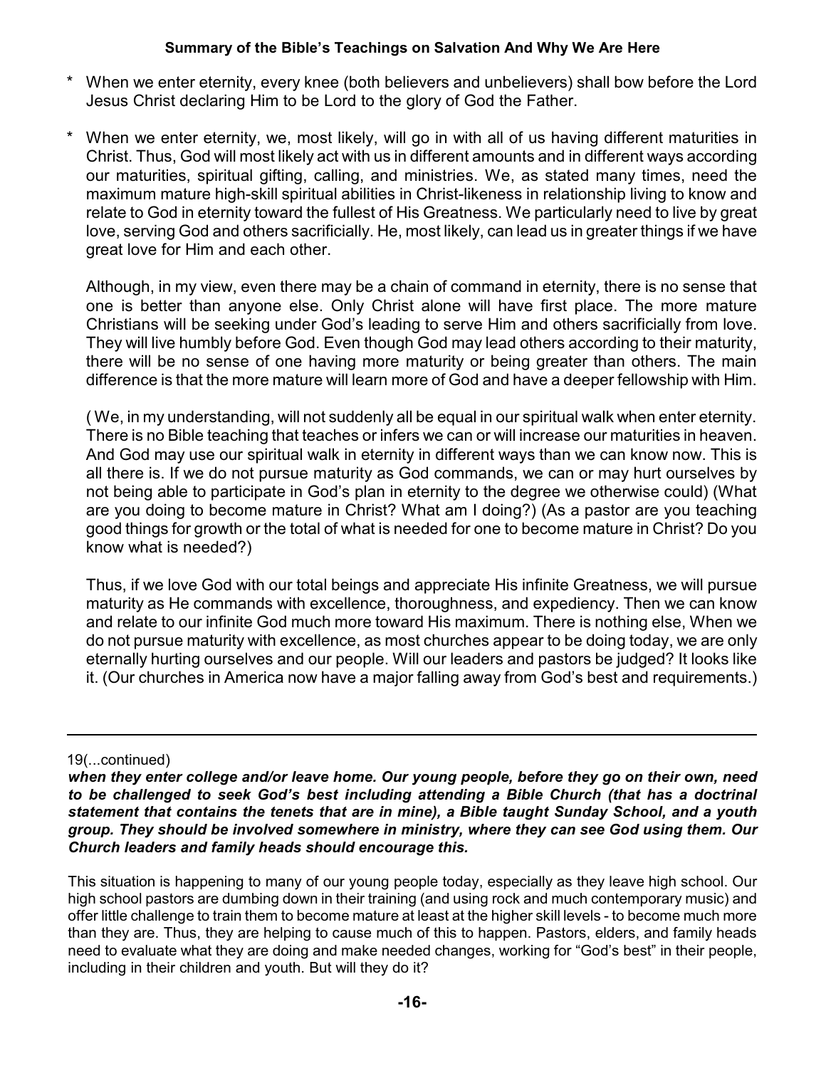* When we enter eternity, every knee (both believers and unbelievers) shall bow before the Lord Jesus Christ declaring Him to be Lord to the glory of God the Father.

* When we enter eternity, we, most likely, will go in with all of us having different maturities in Christ. Thus, God will most likely act with us in different amounts and in different ways according our maturities, spiritual gifting, calling, and ministries. We, as stated many times, need the maximum mature high-skill spiritual abilities in Christ-likeness in relationship living to know and relate to God in eternity toward the fullest of His Greatness. We particularly need to live by great love, serving God and others sacrificially. He, most likely, can lead us in greater things if we have great love for Him and each other.

  Although, in my view, even there may be a chain of command in eternity, there is no sense that one is better than anyone else. Only Christ alone will have first place. The more mature Christians will be seeking under God's leading to serve Him and others sacrificially from love. They will live humbly before God. Even though God may lead others according to their maturity, there will be no sense of one having more maturity or being greater than others. The main difference is that the more mature will learn more of God and have a deeper fellowship with Him.

  ( We, in my understanding, will not suddenly all be equal in our spiritual walk when enter eternity. There is no Bible teaching that teaches or infers we can or will increase our maturities in heaven. And God may use our spiritual walk in eternity in different ways than we can know now. This is all there is. If we do not pursue maturity as God commands, we can or may hurt ourselves by not being able to participate in God's plan in eternity to the degree we otherwise could) (What are you doing to become mature in Christ? What am I doing?) (As a pastor are you teaching good things for growth or the total of what is needed for one to become mature in Christ? Do you know what is needed?)

  Thus, if we love God with our total beings and appreciate His infinite Greatness, we will pursue maturity as He commands with excellence, thoroughness, and expediency. Then we can know and relate to our infinite God much more toward His maximum. There is nothing else, When we do not pursue maturity with excellence, as most churches appear to be doing today, we are only eternally hurting ourselves and our people. Will our leaders and pastors be judged? It looks like it. (Our churches in America now have a major falling away from God's best and requirements.)

---

19(...continued)

***when they enter college and/or leave home. Our young people, before they go on their own, need to be challenged to seek God's best including attending a Bible Church (that has a doctrinal statement that contains the tenets that are in mine), a Bible taught Sunday School, and a youth group. They should be involved somewhere in ministry, where they can see God using them. Our Church leaders and family heads should encourage this.***

This situation is happening to many of our young people today, especially as they leave high school. Our high school pastors are dumbing down in their training (and using rock and much contemporary music) and offer little challenge to train them to become mature at least at the higher skill levels - to become much more than they are. Thus, they are helping to cause much of this to happen. Pastors, elders, and family heads need to evaluate what they are doing and make needed changes, working for "God's best" in their people, including in their children and youth. But will they do it?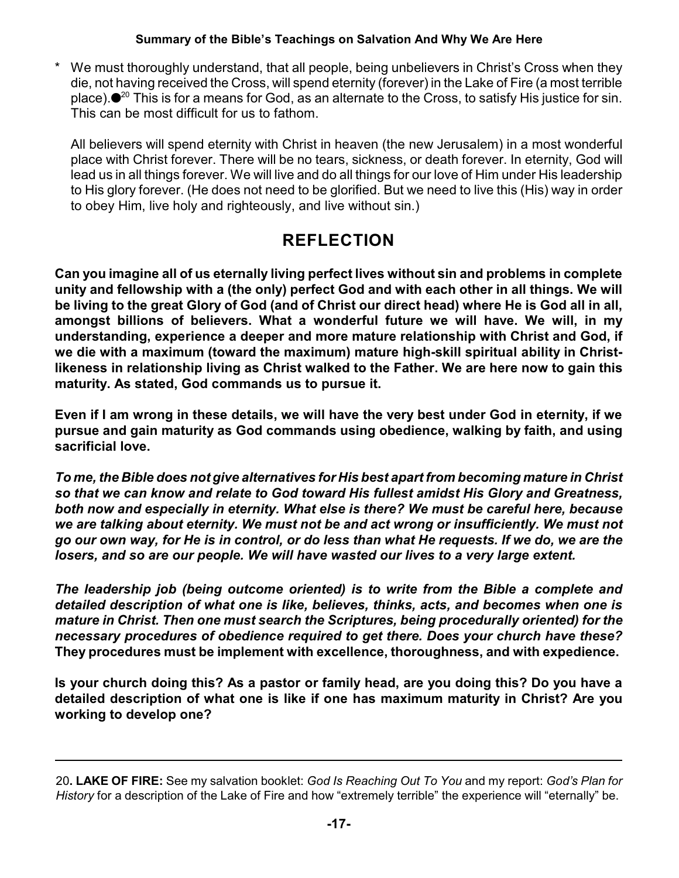* We must thoroughly understand, that all people, being unbelievers in Christ's Cross when they die, not having received the Cross, will spend eternity (forever) in the Lake of Fire (a most terrible place).●[20] This is for a means for God, as an alternate to the Cross, to satisfy His justice for sin. This can be most difficult for us to fathom.

  All believers will spend eternity with Christ in heaven (the new Jerusalem) in a most wonderful place with Christ forever. There will be no tears, sickness, or death forever. In eternity, God will lead us in all things forever. We will live and do all things for our love of Him under His leadership to His glory forever. (He does not need to be glorified. But we need to live this (His) way in order to obey Him, live holy and righteously, and live without sin.)

## REFLECTION

**Can you imagine all of us eternally living perfect lives without sin and problems in complete unity and fellowship with a (the only) perfect God and with each other in all things. We will be living to the great Glory of God (and of Christ our direct head) where He is God all in all, amongst billions of believers. What a wonderful future we will have. We will, in my understanding, experience a deeper and more mature relationship with Christ and God, if we die with a maximum (toward the maximum) mature high-skill spiritual ability in Christ-likeness in relationship living as Christ walked to the Father. We are here now to gain this maturity. As stated, God commands us to pursue it.**

**Even if I am wrong in these details, we will have the very best under God in eternity, if we pursue and gain maturity as God commands using obedience, walking by faith, and using sacrificial love.**

***To me, the Bible does not give alternatives for His best apart from becoming mature in Christ so that we can know and relate to God toward His fullest amidst His Glory and Greatness, both now and especially in eternity. What else is there? We must be careful here, because we are talking about eternity. We must not be and act wrong or insufficiently. We must not go our own way, for He is in control, or do less than what He requests. If we do, we are the losers, and so are our people. We will have wasted our lives to a very large extent.***

***The leadership job (being outcome oriented) is to write from the Bible a complete and detailed description of what one is like, believes, thinks, acts, and becomes when one is mature in Christ. Then one must search the Scriptures, being procedurally oriented) for the necessary procedures of obedience required to get there. Does your church have these?*** **They procedures must be implement with excellence, thoroughness, and with expedience.**

**Is your church doing this? As a pastor or family head, are you doing this? Do you have a detailed description of what one is like if one has maximum maturity in Christ? Are you working to develop one?**

---

20**. LAKE OF FIRE:** See my salvation booklet: *God Is Reaching Out To You* and my report: *God's Plan for History* for a description of the Lake of Fire and how "extremely terrible" the experience will "eternally" be.